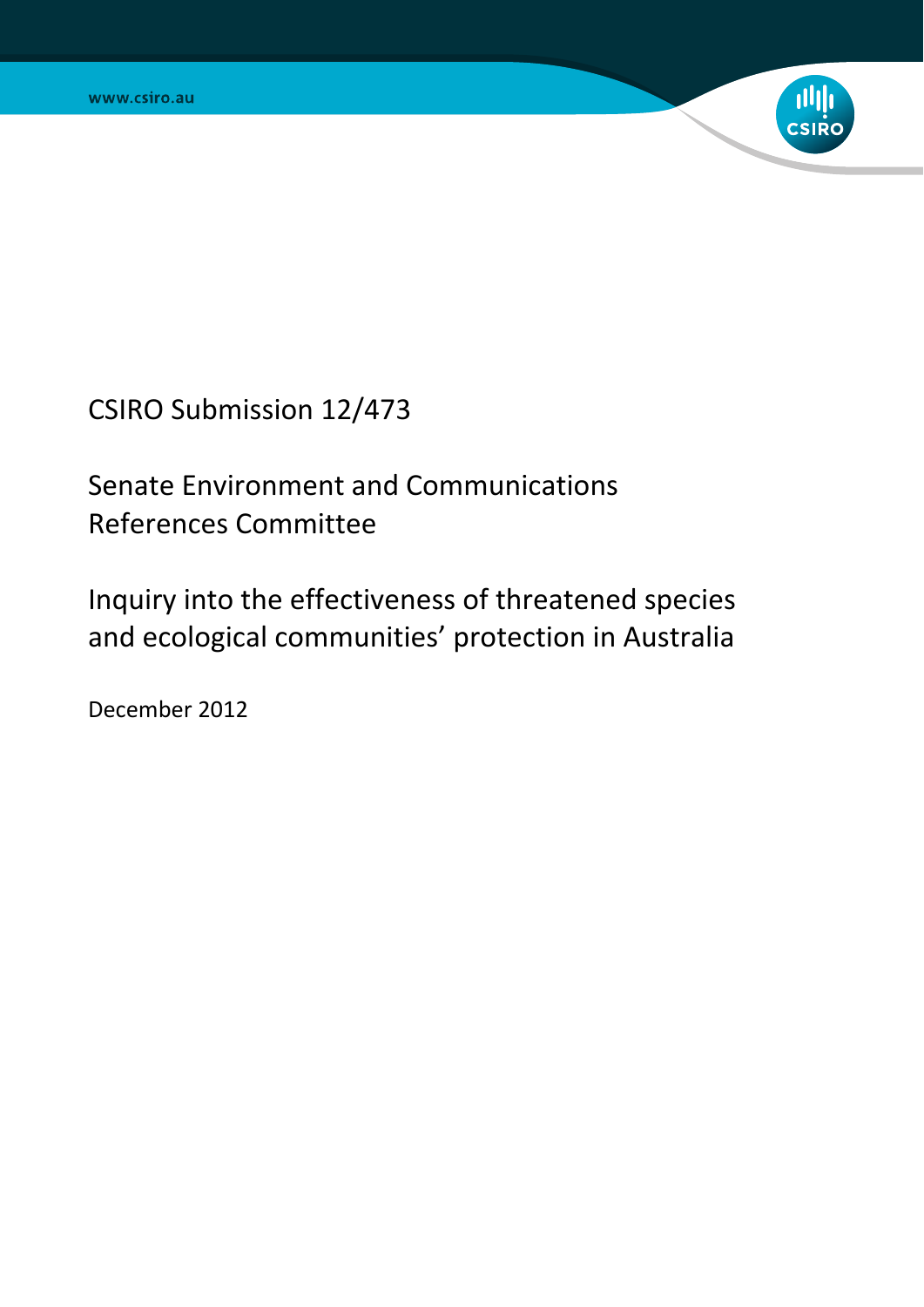www.csiro.au

# CSIRO Submission 12/473

## Senate Environment and Communications References Committee

## Inquiry into the effectiveness of threatened species and ecological communities' protection in Australia

December 2012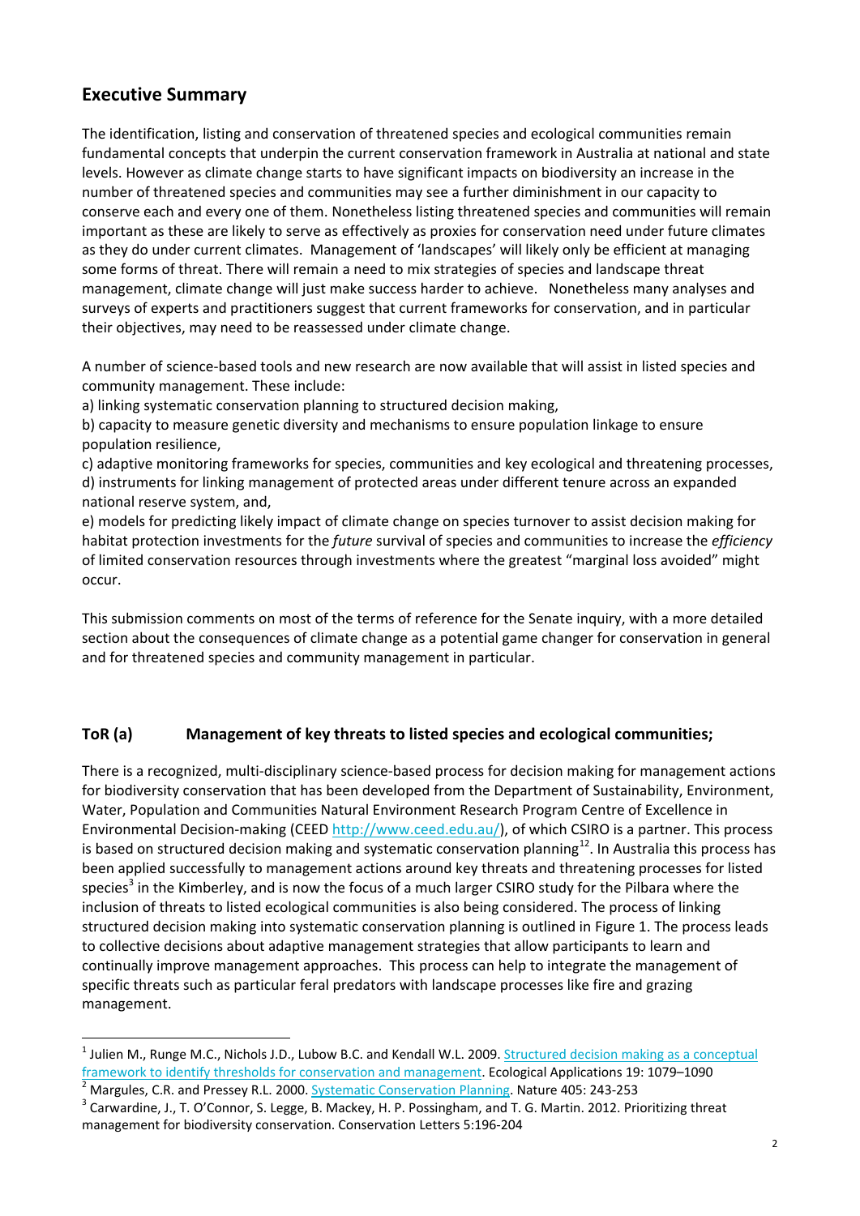## Executive Summary

The identification, listing and conservation of threatened species and ecological communities remain fundamental concepts that underpin the current conservation framework in Australia at national and state levels. However as climate change starts to have significant impacts on biodiversity an increase in the number of threatened species and communities may see a further diminishment in our capacity to conserve each and every one of them. Nonetheless listing threatened species and communities will remain important as these are likely to serve as effectively as proxies for conservation need under future climates as they do under current climates. Management of 'landscapes' will likely only be efficient at managing some forms of threat. There will remain a need to mix strategies of species and landscape threat management, climate change will just make success harder to achieve. Nonetheless many analyses and surveys of experts and practitioners suggest that current frameworks for conservation, and in particular their objectives, may need to be reassessed under climate change.

A number of science-based tools and new research are now available that will assist in listed species and community management. These include:

a) linking systematic conservation planning to structured decision making,
b) capacity to measure genetic diversity and mechanisms to ensure population linkage to ensure population resilience,
c) adaptive monitoring frameworks for species, communities and key ecological and threatening processes,
d) instruments for linking management of protected areas under different tenure across an expanded national reserve system, and,
e) models for predicting likely impact of climate change on species turnover to assist decision making for habitat protection investments for the *future* survival of species and communities to increase the *efficiency* of limited conservation resources through investments where the greatest "marginal loss avoided" might occur.

This submission comments on most of the terms of reference for the Senate inquiry, with a more detailed section about the consequences of climate change as a potential game changer for conservation in general and for threatened species and community management in particular.

### ToR (a) Management of key threats to listed species and ecological communities;

There is a recognized, multi-disciplinary science-based process for decision making for management actions for biodiversity conservation that has been developed from the Department of Sustainability, Environment, Water, Population and Communities Natural Environment Research Program Centre of Excellence in Environmental Decision-making (CEED http://www.ceed.edu.au/), of which CSIRO is a partner. This process is based on structured decision making and systematic conservation planning[1,2]. In Australia this process has been applied successfully to management actions around key threats and threatening processes for listed species[3] in the Kimberley, and is now the focus of a much larger CSIRO study for the Pilbara where the inclusion of threats to listed ecological communities is also being considered. The process of linking structured decision making into systematic conservation planning is outlined in Figure 1. The process leads to collective decisions about adaptive management strategies that allow participants to learn and continually improve management approaches. This process can help to integrate the management of specific threats such as particular feral predators with landscape processes like fire and grazing management.

---

[1] Julien M., Runge M.C., Nichols J.D., Lubow B.C. and Kendall W.L. 2009. Structured decision making as a conceptual framework to identify thresholds for conservation and management. Ecological Applications 19: 1079–1090

[2] Margules, C.R. and Pressey R.L. 2000. Systematic Conservation Planning. Nature 405: 243-253

[3] Carwardine, J., T. O'Connor, S. Legge, B. Mackey, H. P. Possingham, and T. G. Martin. 2012. Prioritizing threat management for biodiversity conservation. Conservation Letters 5:196-204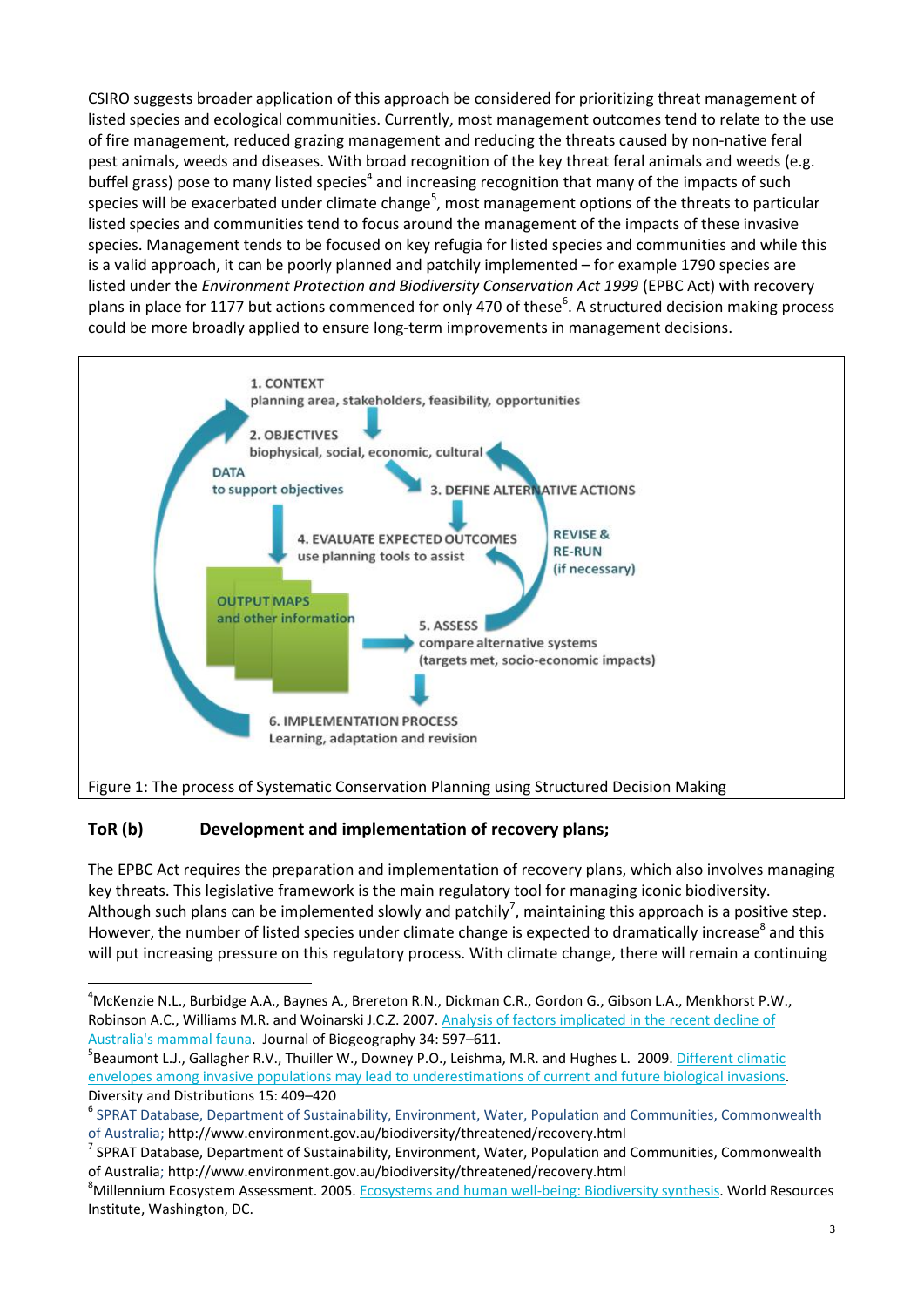CSIRO suggests broader application of this approach be considered for prioritizing threat management of listed species and ecological communities. Currently, most management outcomes tend to relate to the use of fire management, reduced grazing management and reducing the threats caused by non-native feral pest animals, weeds and diseases. With broad recognition of the key threat feral animals and weeds (e.g. buffel grass) pose to many listed species[4] and increasing recognition that many of the impacts of such species will be exacerbated under climate change[5], most management options of the threats to particular listed species and communities tend to focus around the management of the impacts of these invasive species. Management tends to be focused on key refugia for listed species and communities and while this is a valid approach, it can be poorly planned and patchily implemented – for example 1790 species are listed under the *Environment Protection and Biodiversity Conservation Act 1999* (EPBC Act) with recovery plans in place for 1177 but actions commenced for only 470 of these[6]. A structured decision making process could be more broadly applied to ensure long-term improvements in management decisions.

1. CONTEXT
planning area, stakeholders, feasibility, opportunities

2. OBJECTIVES
biophysical, social, economic, cultural

DATA
to support objectives

3. DEFINE ALTERNATIVE ACTIONS

4. EVALUATE EXPECTED OUTCOMES
use planning tools to assist

REVISE & RE-RUN (if necessary)

OUTPUT MAPS
and other information

5. ASSESS
compare alternative systems
(targets met, socio-economic impacts)

6. IMPLEMENTATION PROCESS
Learning, adaptation and revision

Figure 1: The process of Systematic Conservation Planning using Structured Decision Making

## ToR (b) Development and implementation of recovery plans;

The EPBC Act requires the preparation and implementation of recovery plans, which also involves managing key threats. This legislative framework is the main regulatory tool for managing iconic biodiversity. Although such plans can be implemented slowly and patchily[7], maintaining this approach is a positive step. However, the number of listed species under climate change is expected to dramatically increase[8] and this will put increasing pressure on this regulatory process. With climate change, there will remain a continuing

---

[4] McKenzie N.L., Burbidge A.A., Baynes A., Brereton R.N., Dickman C.R., Gordon G., Gibson L.A., Menkhorst P.W., Robinson A.C., Williams M.R. and Woinarski J.C.Z. 2007. Analysis of factors implicated in the recent decline of Australia's mammal fauna. Journal of Biogeography 34: 597–611.

[5] Beaumont L.J., Gallagher R.V., Thuiller W., Downey P.O., Leishma, M.R. and Hughes L. 2009. Different climatic envelopes among invasive populations may lead to underestimations of current and future biological invasions. Diversity and Distributions 15: 409–420

[6] SPRAT Database, Department of Sustainability, Environment, Water, Population and Communities, Commonwealth of Australia; http://www.environment.gov.au/biodiversity/threatened/recovery.html

[7] SPRAT Database, Department of Sustainability, Environment, Water, Population and Communities, Commonwealth of Australia; http://www.environment.gov.au/biodiversity/threatened/recovery.html

[8] Millennium Ecosystem Assessment. 2005. Ecosystems and human well-being: Biodiversity synthesis. World Resources Institute, Washington, DC.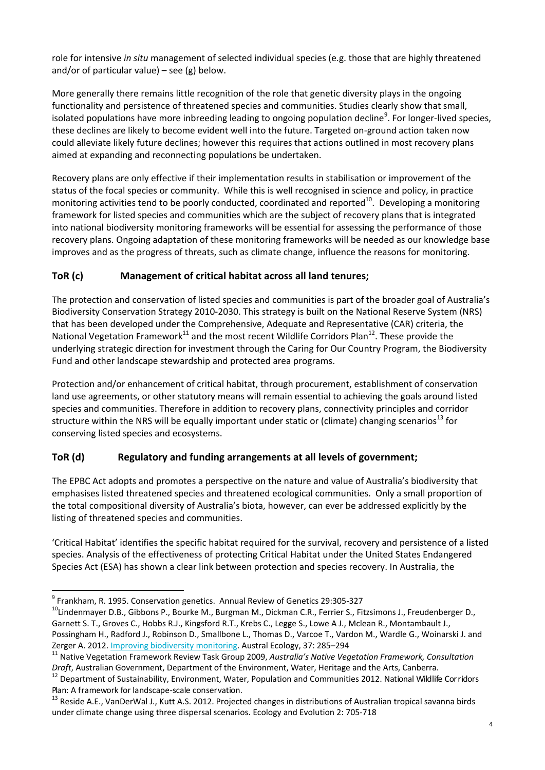role for intensive *in situ* management of selected individual species (e.g. those that are highly threatened and/or of particular value) – see (g) below.

More generally there remains little recognition of the role that genetic diversity plays in the ongoing functionality and persistence of threatened species and communities. Studies clearly show that small, isolated populations have more inbreeding leading to ongoing population decline[9]. For longer-lived species, these declines are likely to become evident well into the future. Targeted on-ground action taken now could alleviate likely future declines; however this requires that actions outlined in most recovery plans aimed at expanding and reconnecting populations be undertaken.

Recovery plans are only effective if their implementation results in stabilisation or improvement of the status of the focal species or community. While this is well recognised in science and policy, in practice monitoring activities tend to be poorly conducted, coordinated and reported[10]. Developing a monitoring framework for listed species and communities which are the subject of recovery plans that is integrated into national biodiversity monitoring frameworks will be essential for assessing the performance of those recovery plans. Ongoing adaptation of these monitoring frameworks will be needed as our knowledge base improves and as the progress of threats, such as climate change, influence the reasons for monitoring.

## ToR (c) Management of critical habitat across all land tenures;

The protection and conservation of listed species and communities is part of the broader goal of Australia's Biodiversity Conservation Strategy 2010-2030. This strategy is built on the National Reserve System (NRS) that has been developed under the Comprehensive, Adequate and Representative (CAR) criteria, the National Vegetation Framework[11] and the most recent Wildlife Corridors Plan[12]. These provide the underlying strategic direction for investment through the Caring for Our Country Program, the Biodiversity Fund and other landscape stewardship and protected area programs.

Protection and/or enhancement of critical habitat, through procurement, establishment of conservation land use agreements, or other statutory means will remain essential to achieving the goals around listed species and communities. Therefore in addition to recovery plans, connectivity principles and corridor structure within the NRS will be equally important under static or (climate) changing scenarios[13] for conserving listed species and ecosystems.

## ToR (d) Regulatory and funding arrangements at all levels of government;

The EPBC Act adopts and promotes a perspective on the nature and value of Australia's biodiversity that emphasises listed threatened species and threatened ecological communities. Only a small proportion of the total compositional diversity of Australia's biota, however, can ever be addressed explicitly by the listing of threatened species and communities.

'Critical Habitat' identifies the specific habitat required for the survival, recovery and persistence of a listed species. Analysis of the effectiveness of protecting Critical Habitat under the United States Endangered Species Act (ESA) has shown a clear link between protection and species recovery. In Australia, the

---

[9] Frankham, R. 1995. Conservation genetics. Annual Review of Genetics 29:305-327

[10] Lindenmayer D.B., Gibbons P., Bourke M., Burgman M., Dickman C.R., Ferrier S., Fitzsimons J., Freudenberger D., Garnett S. T., Groves C., Hobbs R.J., Kingsford R.T., Krebs C., Legge S., Lowe A J., Mclean R., Montambault J., Possingham H., Radford J., Robinson D., Smallbone L., Thomas D., Varcoe T., Vardon M., Wardle G., Woinarski J. and Zerger A. 2012. Improving biodiversity monitoring. Austral Ecology, 37: 285–294

[11] Native Vegetation Framework Review Task Group 2009, *Australia's Native Vegetation Framework, Consultation Draft*, Australian Government, Department of the Environment, Water, Heritage and the Arts, Canberra.

[12] Department of Sustainability, Environment, Water, Population and Communities 2012. National Wildlife Corridors Plan: A framework for landscape-scale conservation.

[13] Reside A.E., VanDerWal J., Kutt A.S. 2012. Projected changes in distributions of Australian tropical savanna birds under climate change using three dispersal scenarios. Ecology and Evolution 2: 705-718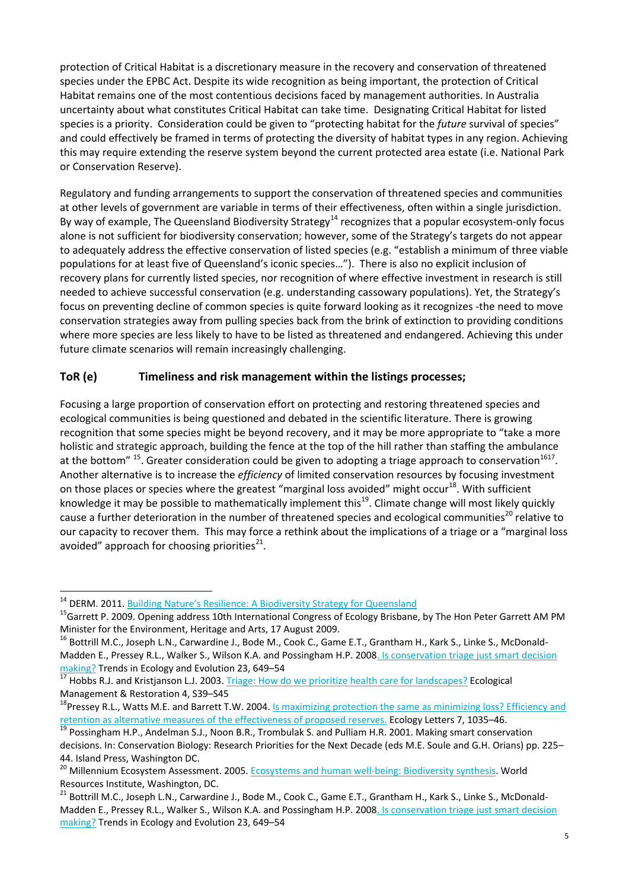protection of Critical Habitat is a discretionary measure in the recovery and conservation of threatened species under the EPBC Act. Despite its wide recognition as being important, the protection of Critical Habitat remains one of the most contentious decisions faced by management authorities. In Australia uncertainty about what constitutes Critical Habitat can take time. Designating Critical Habitat for listed species is a priority. Consideration could be given to "protecting habitat for the *future* survival of species" and could effectively be framed in terms of protecting the diversity of habitat types in any region. Achieving this may require extending the reserve system beyond the current protected area estate (i.e. National Park or Conservation Reserve).

Regulatory and funding arrangements to support the conservation of threatened species and communities at other levels of government are variable in terms of their effectiveness, often within a single jurisdiction. By way of example, The Queensland Biodiversity Strategy[14] recognizes that a popular ecosystem-only focus alone is not sufficient for biodiversity conservation; however, some of the Strategy's targets do not appear to adequately address the effective conservation of listed species (e.g. "establish a minimum of three viable populations for at least five of Queensland's iconic species…"). There is also no explicit inclusion of recovery plans for currently listed species, nor recognition of where effective investment in research is still needed to achieve successful conservation (e.g. understanding cassowary populations). Yet, the Strategy's focus on preventing decline of common species is quite forward looking as it recognizes -the need to move conservation strategies away from pulling species back from the brink of extinction to providing conditions where more species are less likely to have to be listed as threatened and endangered. Achieving this under future climate scenarios will remain increasingly challenging.

## ToR (e) Timeliness and risk management within the listings processes;

Focusing a large proportion of conservation effort on protecting and restoring threatened species and ecological communities is being questioned and debated in the scientific literature. There is growing recognition that some species might be beyond recovery, and it may be more appropriate to "take a more holistic and strategic approach, building the fence at the top of the hill rather than staffing the ambulance at the bottom" [15]. Greater consideration could be given to adopting a triage approach to conservation[16,17]. Another alternative is to increase the *efficiency* of limited conservation resources by focusing investment on those places or species where the greatest "marginal loss avoided" might occur[18]. With sufficient knowledge it may be possible to mathematically implement this[19]. Climate change will most likely quickly cause a further deterioration in the number of threatened species and ecological communities[20] relative to our capacity to recover them. This may force a rethink about the implications of a triage or a "marginal loss avoided" approach for choosing priorities[21].

---

[14] DERM. 2011. Building Nature's Resilience: A Biodiversity Strategy for Queensland

[15] Garrett P. 2009. Opening address 10th International Congress of Ecology Brisbane, by The Hon Peter Garrett AM PM Minister for the Environment, Heritage and Arts, 17 August 2009.

[16] Bottrill M.C., Joseph L.N., Carwardine J., Bode M., Cook C., Game E.T., Grantham H., Kark S., Linke S., McDonald-Madden E., Pressey R.L., Walker S., Wilson K.A. and Possingham H.P. 2008. Is conservation triage just smart decision making? Trends in Ecology and Evolution 23, 649–54

[17] Hobbs R.J. and Kristjanson L.J. 2003. Triage: How do we prioritize health care for landscapes? Ecological Management & Restoration 4, S39–S45

[18] Pressey R.L., Watts M.E. and Barrett T.W. 2004. Is maximizing protection the same as minimizing loss? Efficiency and retention as alternative measures of the effectiveness of proposed reserves. Ecology Letters 7, 1035–46.

[19] Possingham H.P., Andelman S.J., Noon B.R., Trombulak S. and Pulliam H.R. 2001. Making smart conservation decisions. In: Conservation Biology: Research Priorities for the Next Decade (eds M.E. Soule and G.H. Orians) pp. 225–44. Island Press, Washington DC.

[20] Millennium Ecosystem Assessment. 2005. Ecosystems and human well-being: Biodiversity synthesis. World Resources Institute, Washington, DC.

[21] Bottrill M.C., Joseph L.N., Carwardine J., Bode M., Cook C., Game E.T., Grantham H., Kark S., Linke S., McDonald-Madden E., Pressey R.L., Walker S., Wilson K.A. and Possingham H.P. 2008. Is conservation triage just smart decision making? Trends in Ecology and Evolution 23, 649–54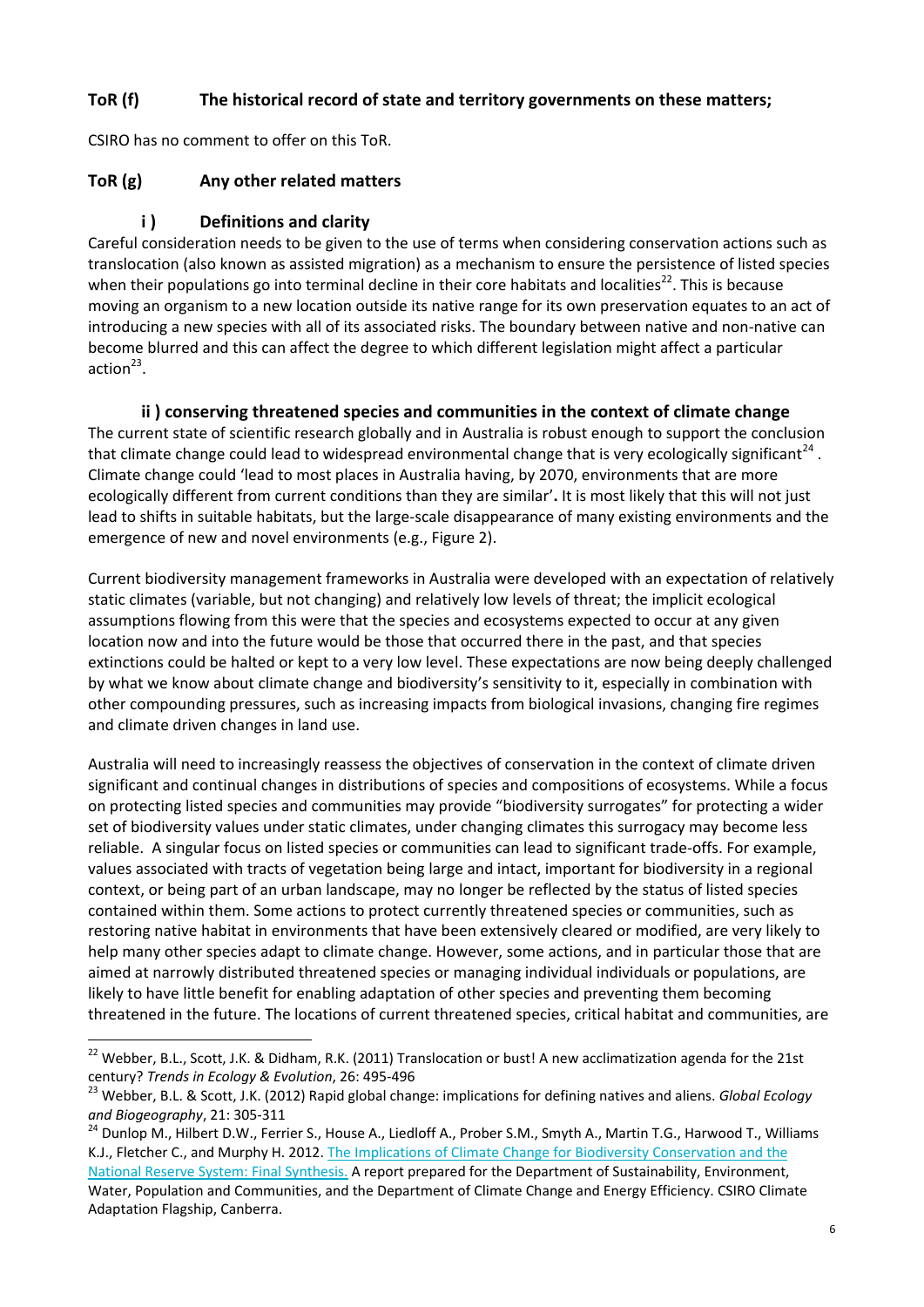## ToR (f) The historical record of state and territory governments on these matters;

CSIRO has no comment to offer on this ToR.

## ToR (g) Any other related matters

### i ) Definitions and clarity

Careful consideration needs to be given to the use of terms when considering conservation actions such as translocation (also known as assisted migration) as a mechanism to ensure the persistence of listed species when their populations go into terminal decline in their core habitats and localities[22]. This is because moving an organism to a new location outside its native range for its own preservation equates to an act of introducing a new species with all of its associated risks. The boundary between native and non-native can become blurred and this can affect the degree to which different legislation might affect a particular action[23].

### ii ) conserving threatened species and communities in the context of climate change

The current state of scientific research globally and in Australia is robust enough to support the conclusion that climate change could lead to widespread environmental change that is very ecologically significant[24]. Climate change could 'lead to most places in Australia having, by 2070, environments that are more ecologically different from current conditions than they are similar'**.** It is most likely that this will not just lead to shifts in suitable habitats, but the large-scale disappearance of many existing environments and the emergence of new and novel environments (e.g., Figure 2).

Current biodiversity management frameworks in Australia were developed with an expectation of relatively static climates (variable, but not changing) and relatively low levels of threat; the implicit ecological assumptions flowing from this were that the species and ecosystems expected to occur at any given location now and into the future would be those that occurred there in the past, and that species extinctions could be halted or kept to a very low level. These expectations are now being deeply challenged by what we know about climate change and biodiversity's sensitivity to it, especially in combination with other compounding pressures, such as increasing impacts from biological invasions, changing fire regimes and climate driven changes in land use.

Australia will need to increasingly reassess the objectives of conservation in the context of climate driven significant and continual changes in distributions of species and compositions of ecosystems. While a focus on protecting listed species and communities may provide "biodiversity surrogates" for protecting a wider set of biodiversity values under static climates, under changing climates this surrogacy may become less reliable. A singular focus on listed species or communities can lead to significant trade-offs. For example, values associated with tracts of vegetation being large and intact, important for biodiversity in a regional context, or being part of an urban landscape, may no longer be reflected by the status of listed species contained within them. Some actions to protect currently threatened species or communities, such as restoring native habitat in environments that have been extensively cleared or modified, are very likely to help many other species adapt to climate change. However, some actions, and in particular those that are aimed at narrowly distributed threatened species or managing individual individuals or populations, are likely to have little benefit for enabling adaptation of other species and preventing them becoming threatened in the future. The locations of current threatened species, critical habitat and communities, are

---

[22] Webber, B.L., Scott, J.K. & Didham, R.K. (2011) Translocation or bust! A new acclimatization agenda for the 21st century? *Trends in Ecology & Evolution*, 26: 495-496

[23] Webber, B.L. & Scott, J.K. (2012) Rapid global change: implications for defining natives and aliens. *Global Ecology and Biogeography*, 21: 305-311

[24] Dunlop M., Hilbert D.W., Ferrier S., House A., Liedloff A., Prober S.M., Smyth A., Martin T.G., Harwood T., Williams K.J., Fletcher C., and Murphy H. 2012. The Implications of Climate Change for Biodiversity Conservation and the National Reserve System: Final Synthesis. A report prepared for the Department of Sustainability, Environment, Water, Population and Communities, and the Department of Climate Change and Energy Efficiency. CSIRO Climate Adaptation Flagship, Canberra.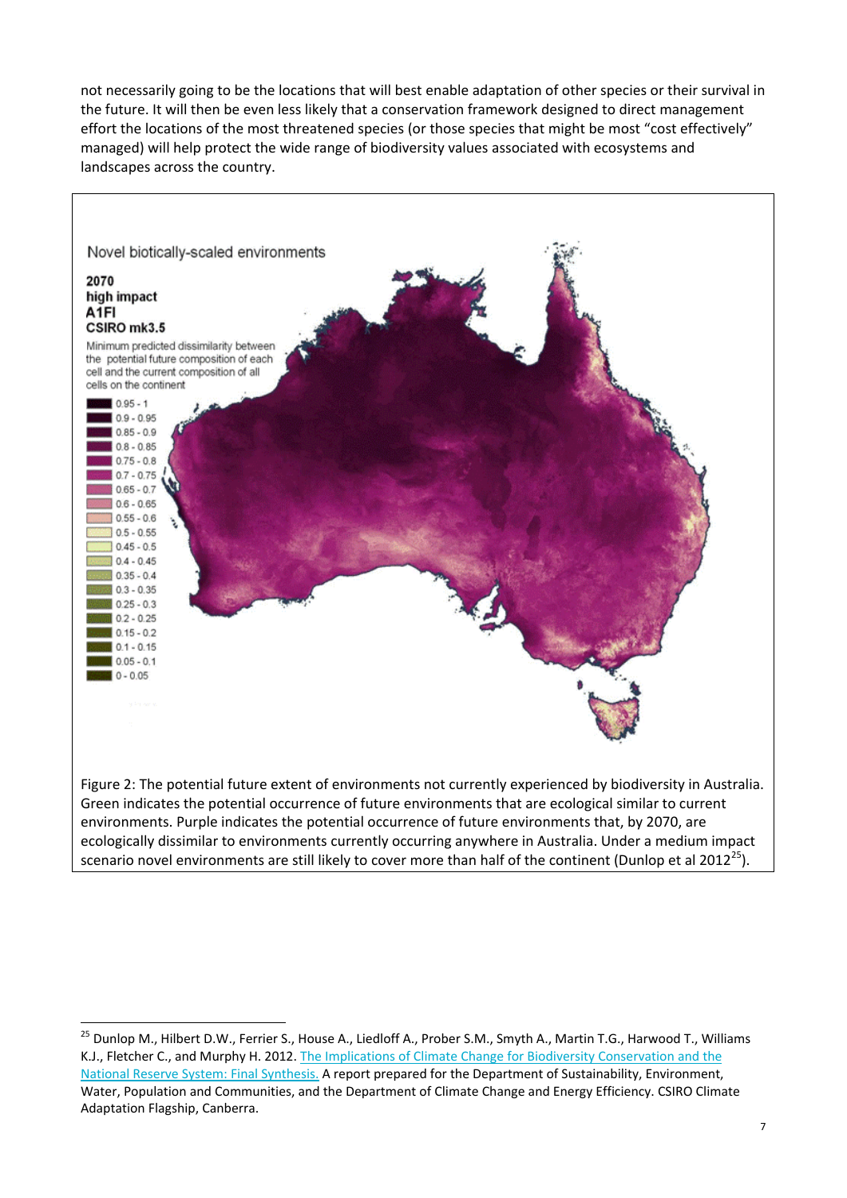not necessarily going to be the locations that will best enable adaptation of other species or their survival in the future. It will then be even less likely that a conservation framework designed to direct management effort the locations of the most threatened species (or those species that might be most "cost effectively" managed) will help protect the wide range of biodiversity values associated with ecosystems and landscapes across the country.

Novel biotically-scaled environments

**2070**
**high impact**
**A1FI**
**CSIRO mk3.5**

Minimum predicted dissimilarity between the potential future composition of each cell and the current composition of all cells on the continent

0.95 - 1
0.9 - 0.95
0.85 - 0.9
0.8 - 0.85
0.75 - 0.8
0.7 - 0.75
0.65 - 0.7
0.6 - 0.65
0.55 - 0.6
0.5 - 0.55
0.45 - 0.5
0.4 - 0.45
0.35 - 0.4
0.3 - 0.35
0.25 - 0.3
0.2 - 0.25
0.15 - 0.2
0.1 - 0.15
0.05 - 0.1
0 - 0.05

Figure 2: The potential future extent of environments not currently experienced by biodiversity in Australia. Green indicates the potential occurrence of future environments that are ecological similar to current environments. Purple indicates the potential occurrence of future environments that, by 2070, are ecologically dissimilar to environments currently occurring anywhere in Australia. Under a medium impact scenario novel environments are still likely to cover more than half of the continent (Dunlop et al 2012[25]).

---

[25] Dunlop M., Hilbert D.W., Ferrier S., House A., Liedloff A., Prober S.M., Smyth A., Martin T.G., Harwood T., Williams K.J., Fletcher C., and Murphy H. 2012. The Implications of Climate Change for Biodiversity Conservation and the National Reserve System: Final Synthesis. A report prepared for the Department of Sustainability, Environment, Water, Population and Communities, and the Department of Climate Change and Energy Efficiency. CSIRO Climate Adaptation Flagship, Canberra.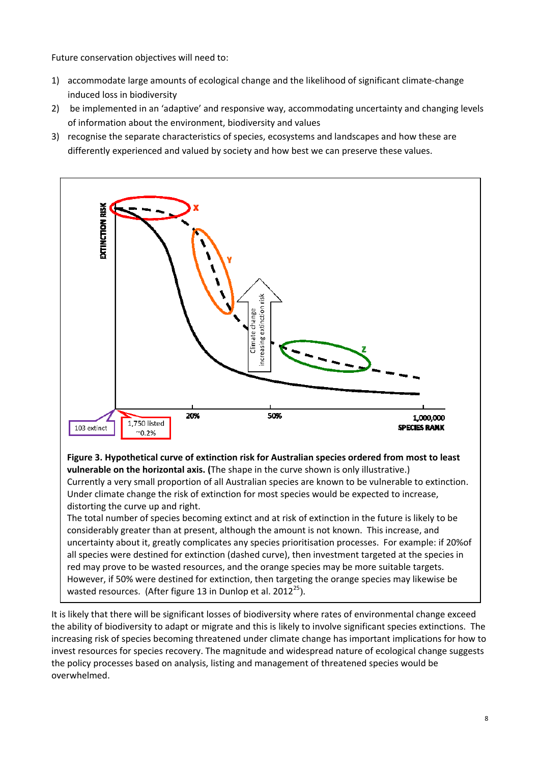Future conservation objectives will need to:

1) accommodate large amounts of ecological change and the likelihood of significant climate-change induced loss in biodiversity
2) be implemented in an 'adaptive' and responsive way, accommodating uncertainty and changing levels of information about the environment, biodiversity and values
3) recognise the separate characteristics of species, ecosystems and landscapes and how these are differently experienced and valued by society and how best we can preserve these values.

**Figure 3. Hypothetical curve of extinction risk for Australian species ordered from most to least vulnerable on the horizontal axis. (**The shape in the curve shown is only illustrative.) Currently a very small proportion of all Australian species are known to be vulnerable to extinction. Under climate change the risk of extinction for most species would be expected to increase, distorting the curve up and right.
The total number of species becoming extinct and at risk of extinction in the future is likely to be considerably greater than at present, although the amount is not known. This increase, and uncertainty about it, greatly complicates any species prioritisation processes. For example: if 20%of all species were destined for extinction (dashed curve), then investment targeted at the species in red may prove to be wasted resources, and the orange species may be more suitable targets. However, if 50% were destined for extinction, then targeting the orange species may likewise be wasted resources. (After figure 13 in Dunlop et al. 2012[25]).

It is likely that there will be significant losses of biodiversity where rates of environmental change exceed the ability of biodiversity to adapt or migrate and this is likely to involve significant species extinctions. The increasing risk of species becoming threatened under climate change has important implications for how to invest resources for species recovery. The magnitude and widespread nature of ecological change suggests the policy processes based on analysis, listing and management of threatened species would be overwhelmed.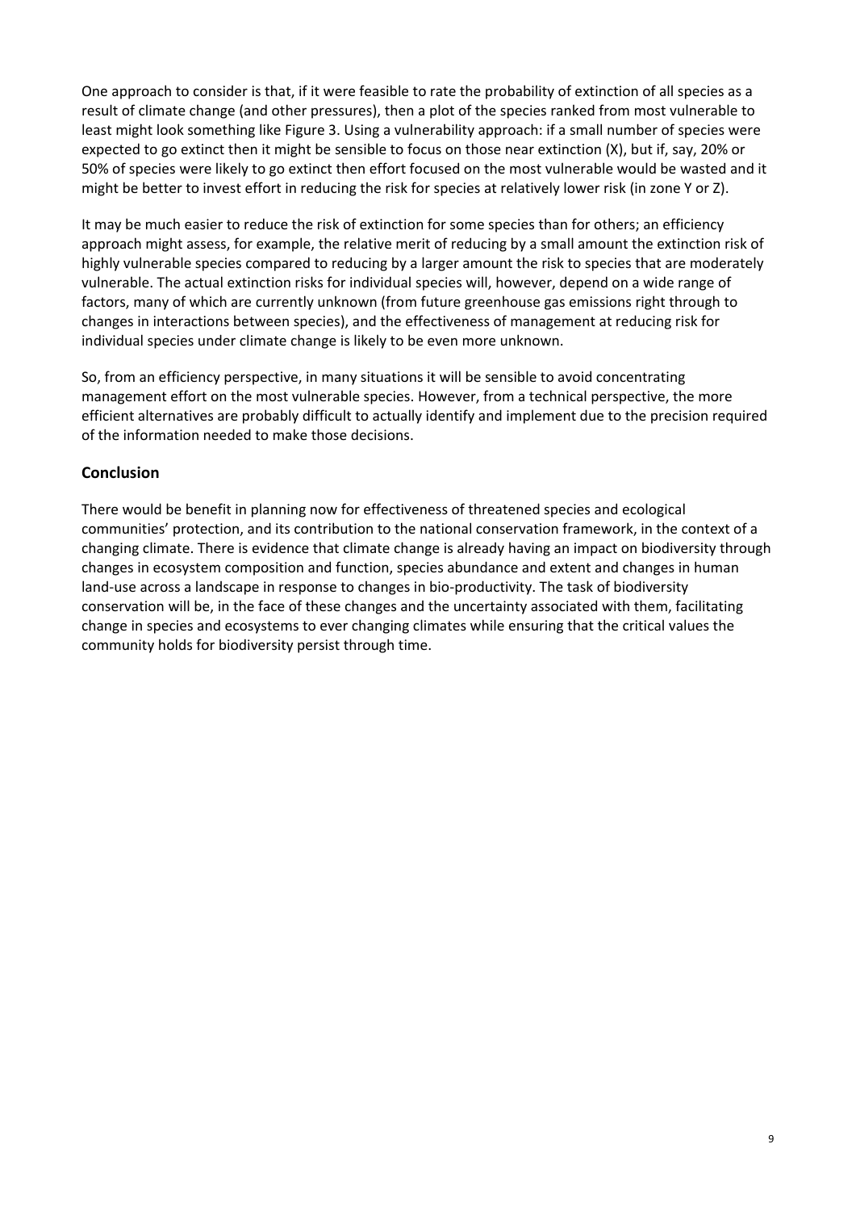One approach to consider is that, if it were feasible to rate the probability of extinction of all species as a result of climate change (and other pressures), then a plot of the species ranked from most vulnerable to least might look something like Figure 3. Using a vulnerability approach: if a small number of species were expected to go extinct then it might be sensible to focus on those near extinction (X), but if, say, 20% or 50% of species were likely to go extinct then effort focused on the most vulnerable would be wasted and it might be better to invest effort in reducing the risk for species at relatively lower risk (in zone Y or Z).

It may be much easier to reduce the risk of extinction for some species than for others; an efficiency approach might assess, for example, the relative merit of reducing by a small amount the extinction risk of highly vulnerable species compared to reducing by a larger amount the risk to species that are moderately vulnerable. The actual extinction risks for individual species will, however, depend on a wide range of factors, many of which are currently unknown (from future greenhouse gas emissions right through to changes in interactions between species), and the effectiveness of management at reducing risk for individual species under climate change is likely to be even more unknown.

So, from an efficiency perspective, in many situations it will be sensible to avoid concentrating management effort on the most vulnerable species. However, from a technical perspective, the more efficient alternatives are probably difficult to actually identify and implement due to the precision required of the information needed to make those decisions.

## Conclusion

There would be benefit in planning now for effectiveness of threatened species and ecological communities' protection, and its contribution to the national conservation framework, in the context of a changing climate. There is evidence that climate change is already having an impact on biodiversity through changes in ecosystem composition and function, species abundance and extent and changes in human land-use across a landscape in response to changes in bio-productivity. The task of biodiversity conservation will be, in the face of these changes and the uncertainty associated with them, facilitating change in species and ecosystems to ever changing climates while ensuring that the critical values the community holds for biodiversity persist through time.